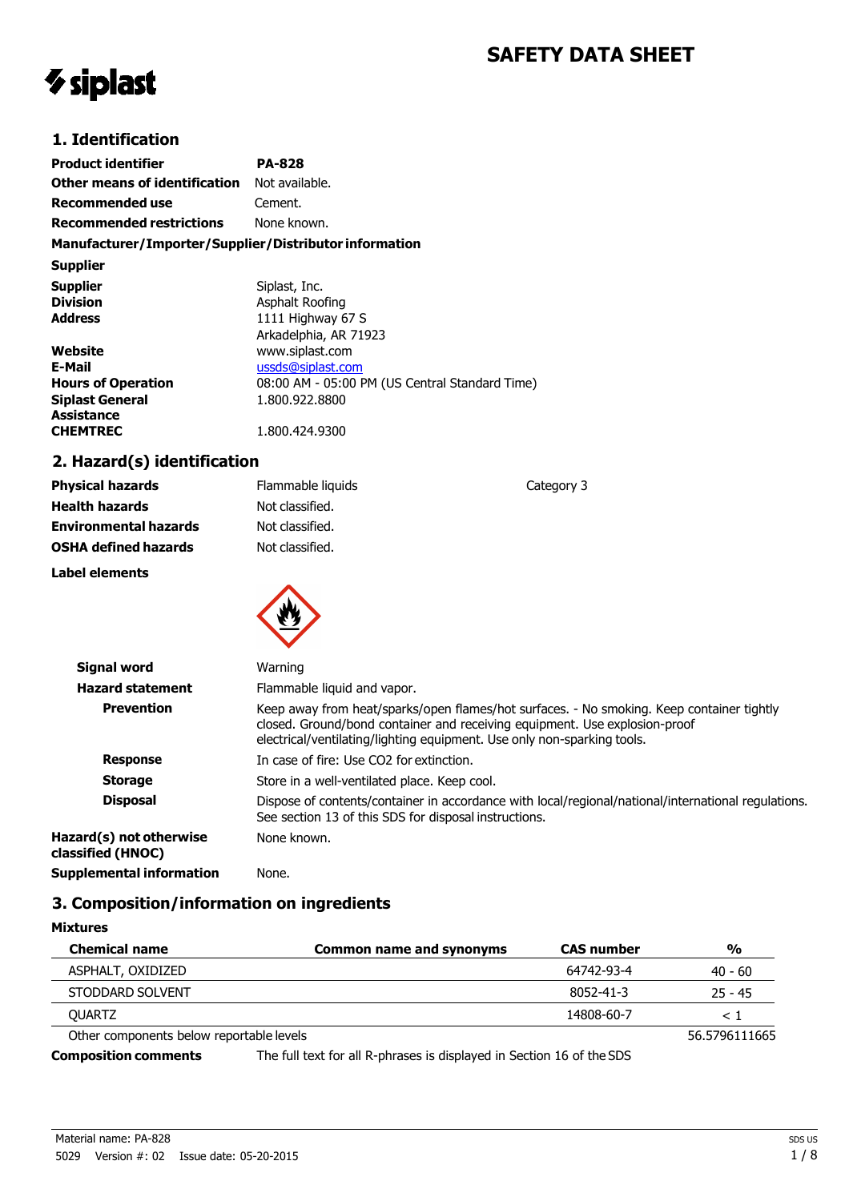# SAFETY DATA SHEET

siplast

## 1. Identification

| | |
|---|---|
| **Product identifier** | **PA-828** |
| **Other means of identification** | Not available. |
| **Recommended use** | Cement. |
| **Recommended restrictions** | None known. |

**Manufacturer/Importer/Supplier/Distributor information**

**Supplier**

| | |
|---|---|
| **Supplier** | Siplast, Inc. |
| **Division** | Asphalt Roofing |
| **Address** | 1111 Highway 67 S<br>Arkadelphia, AR 71923 |
| **Website** | www.siplast.com |
| **E-Mail** | ussds@siplast.com |
| **Hours of Operation** | 08:00 AM - 05:00 PM (US Central Standard Time) |
| **Siplast General Assistance** | 1.800.922.8800 |
| **CHEMTREC** | 1.800.424.9300 |

## 2. Hazard(s) identification

| | | |
|---|---|---|
| **Physical hazards** | Flammable liquids | Category 3 |
| **Health hazards** | Not classified. | |
| **Environmental hazards** | Not classified. | |
| **OSHA defined hazards** | Not classified. | |

**Label elements**

| | |
|---|---|
| **Signal word** | Warning |
| **Hazard statement** | Flammable liquid and vapor. |
| **Prevention** | Keep away from heat/sparks/open flames/hot surfaces. - No smoking. Keep container tightly closed. Ground/bond container and receiving equipment. Use explosion-proof electrical/ventilating/lighting equipment. Use only non-sparking tools. |
| **Response** | In case of fire: Use CO2 for extinction. |
| **Storage** | Store in a well-ventilated place. Keep cool. |
| **Disposal** | Dispose of contents/container in accordance with local/regional/national/international regulations. See section 13 of this SDS for disposal instructions. |
| **Hazard(s) not otherwise classified (HNOC)** | None known. |
| **Supplemental information** | None. |

## 3. Composition/information on ingredients

**Mixtures**

| Chemical name | Common name and synonyms | CAS number | % |
|---|---|---|---|
| ASPHALT, OXIDIZED | | 64742-93-4 | 40 - 60 |
| STODDARD SOLVENT | | 8052-41-3 | 25 - 45 |
| QUARTZ | | 14808-60-7 | < 1 |
| Other components below reportable levels | | | 56.5796111665 |

**Composition comments** The full text for all R-phrases is displayed in Section 16 of the SDS

Material name: PA-828

5029 Version #: 02 Issue date: 05-20-2015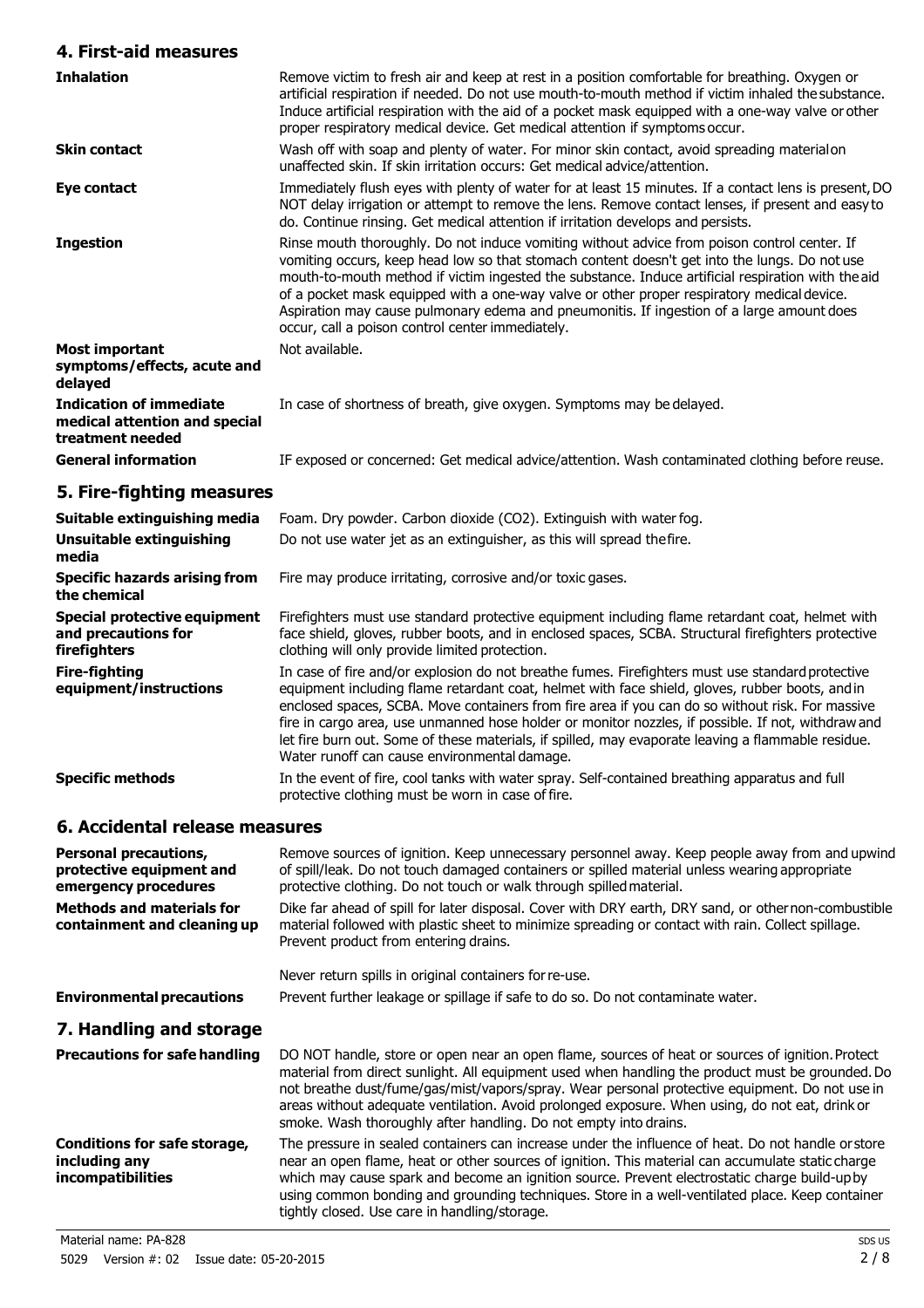## 4. First-aid measures

| | |
|---|---|
| **Inhalation** | Remove victim to fresh air and keep at rest in a position comfortable for breathing. Oxygen or artificial respiration if needed. Do not use mouth-to-mouth method if victim inhaled the substance. Induce artificial respiration with the aid of a pocket mask equipped with a one-way valve or other proper respiratory medical device. Get medical attention if symptoms occur. |
| **Skin contact** | Wash off with soap and plenty of water. For minor skin contact, avoid spreading material on unaffected skin. If skin irritation occurs: Get medical advice/attention. |
| **Eye contact** | Immediately flush eyes with plenty of water for at least 15 minutes. If a contact lens is present, DO NOT delay irrigation or attempt to remove the lens. Remove contact lenses, if present and easy to do. Continue rinsing. Get medical attention if irritation develops and persists. |
| **Ingestion** | Rinse mouth thoroughly. Do not induce vomiting without advice from poison control center. If vomiting occurs, keep head low so that stomach content doesn't get into the lungs. Do not use mouth-to-mouth method if victim ingested the substance. Induce artificial respiration with the aid of a pocket mask equipped with a one-way valve or other proper respiratory medical device. Aspiration may cause pulmonary edema and pneumonitis. If ingestion of a large amount does occur, call a poison control center immediately. |
| **Most important symptoms/effects, acute and delayed** | Not available. |
| **Indication of immediate medical attention and special treatment needed** | In case of shortness of breath, give oxygen. Symptoms may be delayed. |
| **General information** | IF exposed or concerned: Get medical advice/attention. Wash contaminated clothing before reuse. |

## 5. Fire-fighting measures

| | |
|---|---|
| **Suitable extinguishing media** | Foam. Dry powder. Carbon dioxide ($CO_2$). Extinguish with water fog. |
| **Unsuitable extinguishing media** | Do not use water jet as an extinguisher, as this will spread the fire. |
| **Specific hazards arising from the chemical** | Fire may produce irritating, corrosive and/or toxic gases. |
| **Special protective equipment and precautions for firefighters** | Firefighters must use standard protective equipment including flame retardant coat, helmet with face shield, gloves, rubber boots, and in enclosed spaces, SCBA. Structural firefighters protective clothing will only provide limited protection. |
| **Fire-fighting equipment/instructions** | In case of fire and/or explosion do not breathe fumes. Firefighters must use standard protective equipment including flame retardant coat, helmet with face shield, gloves, rubber boots, and in enclosed spaces, SCBA. Move containers from fire area if you can do so without risk. For massive fire in cargo area, use unmanned hose holder or monitor nozzles, if possible. If not, withdraw and let fire burn out. Some of these materials, if spilled, may evaporate leaving a flammable residue. Water runoff can cause environmental damage. |
| **Specific methods** | In the event of fire, cool tanks with water spray. Self-contained breathing apparatus and full protective clothing must be worn in case of fire. |

## 6. Accidental release measures

| | |
|---|---|
| **Personal precautions, protective equipment and emergency procedures** | Remove sources of ignition. Keep unnecessary personnel away. Keep people away from and upwind of spill/leak. Do not touch damaged containers or spilled material unless wearing appropriate protective clothing. Do not touch or walk through spilled material. |
| **Methods and materials for containment and cleaning up** | Dike far ahead of spill for later disposal. Cover with DRY earth, DRY sand, or other non-combustible material followed with plastic sheet to minimize spreading or contact with rain. Collect spillage. Prevent product from entering drains.<br><br>Never return spills in original containers for re-use. |
| **Environmental precautions** | Prevent further leakage or spillage if safe to do so. Do not contaminate water. |

## 7. Handling and storage

| | |
|---|---|
| **Precautions for safe handling** | DO NOT handle, store or open near an open flame, sources of heat or sources of ignition. Protect material from direct sunlight. All equipment used when handling the product must be grounded. Do not breathe dust/fume/gas/mist/vapors/spray. Wear personal protective equipment. Do not use in areas without adequate ventilation. Avoid prolonged exposure. When using, do not eat, drink or smoke. Wash thoroughly after handling. Do not empty into drains. |
| **Conditions for safe storage, including any incompatibilities** | The pressure in sealed containers can increase under the influence of heat. Do not handle or store near an open flame, heat or other sources of ignition. This material can accumulate static charge which may cause spark and become an ignition source. Prevent electrostatic charge build-up by using common bonding and grounding techniques. Store in a well-ventilated place. Keep container tightly closed. Use care in handling/storage. |

Material name: PA-828

5029 Version #: 02 Issue date: 05-20-2015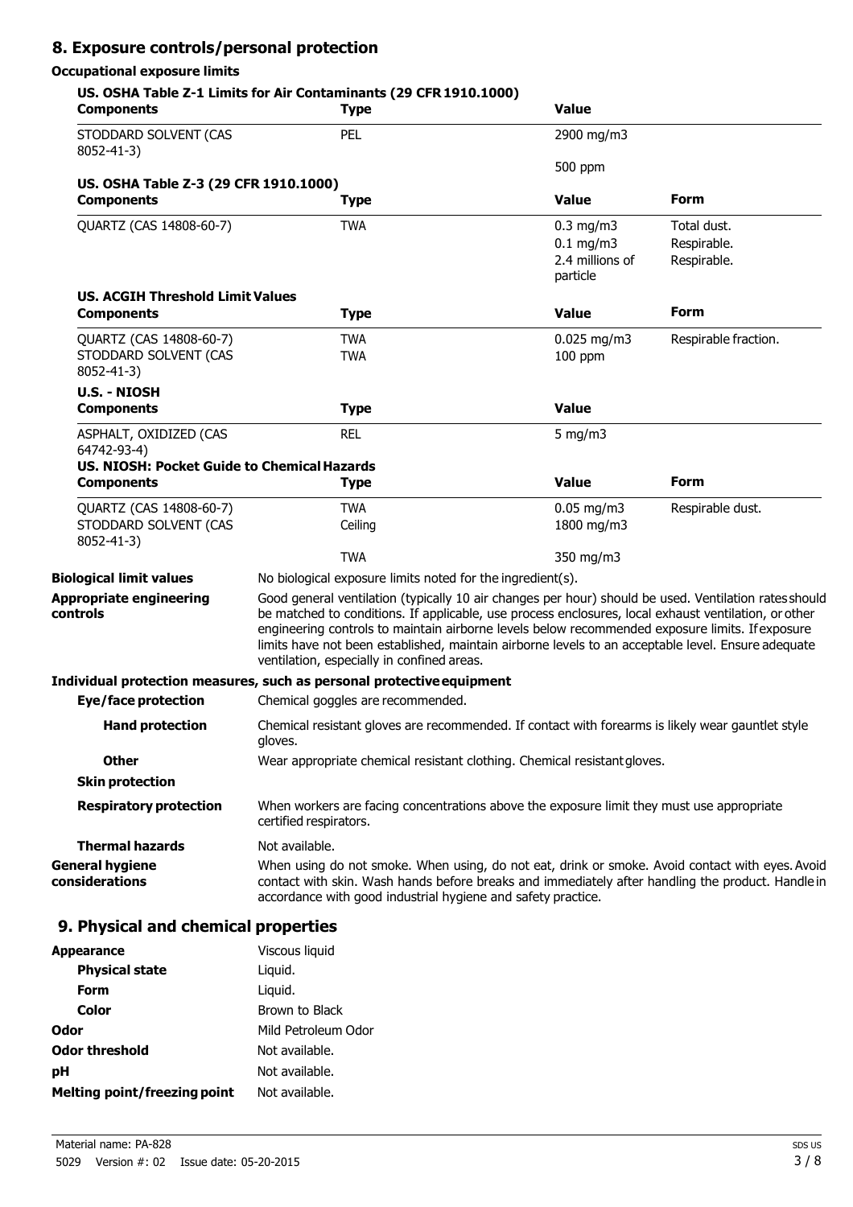## 8. Exposure controls/personal protection

**Occupational exposure limits**

**US. OSHA Table Z-1 Limits for Air Contaminants (29 CFR 1910.1000)**

| Components | Type | Value |
|---|---|---|
| STODDARD SOLVENT (CAS 8052-41-3) | PEL | 2900 mg/m3 |
| | | 500 ppm |

**US. OSHA Table Z-3 (29 CFR 1910.1000)**

| Components | Type | Value | Form |
|---|---|---|---|
| QUARTZ (CAS 14808-60-7) | TWA | 0.3 mg/m3 | Total dust. |
| | | 0.1 mg/m3 | Respirable. |
| | | 2.4 millions of particle | Respirable. |

**US. ACGIH Threshold Limit Values**

| Components | Type | Value | Form |
|---|---|---|---|
| QUARTZ (CAS 14808-60-7) | TWA | 0.025 mg/m3 | Respirable fraction. |
| STODDARD SOLVENT (CAS 8052-41-3) | TWA | 100 ppm | |

**U.S. - NIOSH**

| Components | Type | Value |
|---|---|---|
| ASPHALT, OXIDIZED (CAS 64742-93-4) | REL | 5 mg/m3 |

**US. NIOSH: Pocket Guide to Chemical Hazards**

| Components | Type | Value | Form |
|---|---|---|---|
| QUARTZ (CAS 14808-60-7) | TWA | 0.05 mg/m3 | Respirable dust. |
| STODDARD SOLVENT (CAS 8052-41-3) | Ceiling | 1800 mg/m3 | |
| | TWA | 350 mg/m3 | |

**Biological limit values** No biological exposure limits noted for the ingredient(s).

**Appropriate engineering controls** Good general ventilation (typically 10 air changes per hour) should be used. Ventilation rates should be matched to conditions. If applicable, use process enclosures, local exhaust ventilation, or other engineering controls to maintain airborne levels below recommended exposure limits. If exposure limits have not been established, maintain airborne levels to an acceptable level. Ensure adequate ventilation, especially in confined areas.

**Individual protection measures, such as personal protective equipment**

**Eye/face protection** Chemical goggles are recommended.

**Hand protection** Chemical resistant gloves are recommended. If contact with forearms is likely wear gauntlet style gloves.

**Other** Wear appropriate chemical resistant clothing. Chemical resistant gloves.

**Skin protection**

**Respiratory protection** When workers are facing concentrations above the exposure limit they must use appropriate certified respirators.

**Thermal hazards** Not available.

**General hygiene considerations** When using do not smoke. When using, do not eat, drink or smoke. Avoid contact with eyes. Avoid contact with skin. Wash hands before breaks and immediately after handling the product. Handle in accordance with good industrial hygiene and safety practice.

## 9. Physical and chemical properties

**Appearance** Viscous liquid

**Physical state** Liquid.

**Form** Liquid.

**Color** Brown to Black

**Odor** Mild Petroleum Odor

**Odor threshold** Not available.

**pH** Not available.

**Melting point/freezing point** Not available.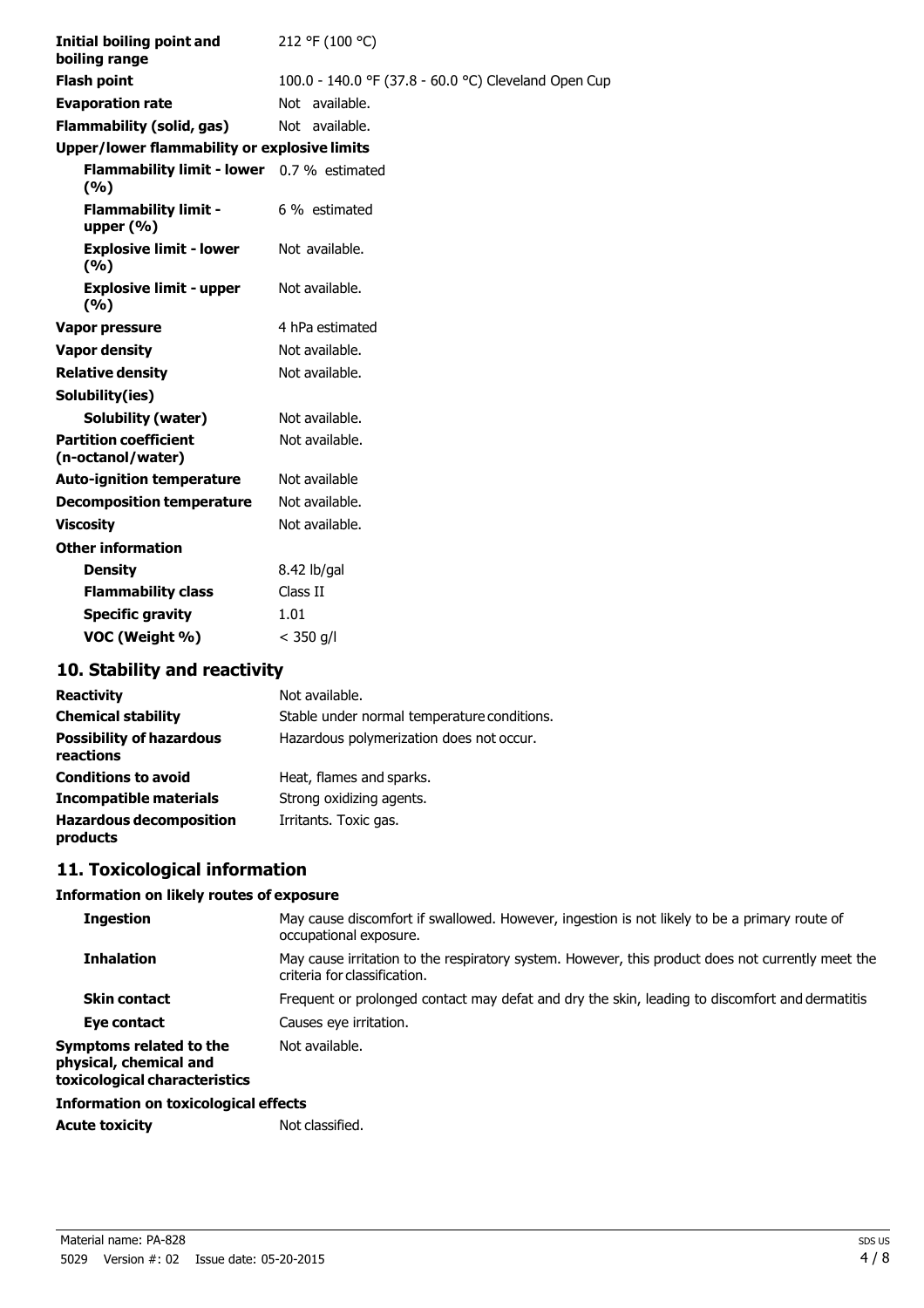| | |
|---|---|
| **Initial boiling point and boiling range** | 212 °F (100 °C) |
| **Flash point** | 100.0 - 140.0 °F (37.8 - 60.0 °C) Cleveland Open Cup |
| **Evaporation rate** | Not available. |
| **Flammability (solid, gas)** | Not available. |
| **Upper/lower flammability or explosive limits** | |
| **Flammability limit - lower (%)** | 0.7 % estimated |
| **Flammability limit - upper (%)** | 6 % estimated |
| **Explosive limit - lower (%)** | Not available. |
| **Explosive limit - upper (%)** | Not available. |
| **Vapor pressure** | 4 hPa estimated |
| **Vapor density** | Not available. |
| **Relative density** | Not available. |
| **Solubility(ies)** | |
| **Solubility (water)** | Not available. |
| **Partition coefficient (n-octanol/water)** | Not available. |
| **Auto-ignition temperature** | Not available |
| **Decomposition temperature** | Not available. |
| **Viscosity** | Not available. |
| **Other information** | |
| **Density** | 8.42 lb/gal |
| **Flammability class** | Class II |
| **Specific gravity** | 1.01 |
| **VOC (Weight %)** | < 350 g/l |

## 10. Stability and reactivity

| | |
|---|---|
| **Reactivity** | Not available. |
| **Chemical stability** | Stable under normal temperature conditions. |
| **Possibility of hazardous reactions** | Hazardous polymerization does not occur. |
| **Conditions to avoid** | Heat, flames and sparks. |
| **Incompatible materials** | Strong oxidizing agents. |
| **Hazardous decomposition products** | Irritants. Toxic gas. |

## 11. Toxicological information

**Information on likely routes of exposure**

| | |
|---|---|
| **Ingestion** | May cause discomfort if swallowed. However, ingestion is not likely to be a primary route of occupational exposure. |
| **Inhalation** | May cause irritation to the respiratory system. However, this product does not currently meet the criteria for classification. |
| **Skin contact** | Frequent or prolonged contact may defat and dry the skin, leading to discomfort and dermatitis |
| **Eye contact** | Causes eye irritation. |
| **Symptoms related to the physical, chemical and toxicological characteristics** | Not available. |

**Information on toxicological effects**

| | |
|---|---|
| **Acute toxicity** | Not classified. |

Material name: PA-828

5029 Version #: 02 Issue date: 05-20-2015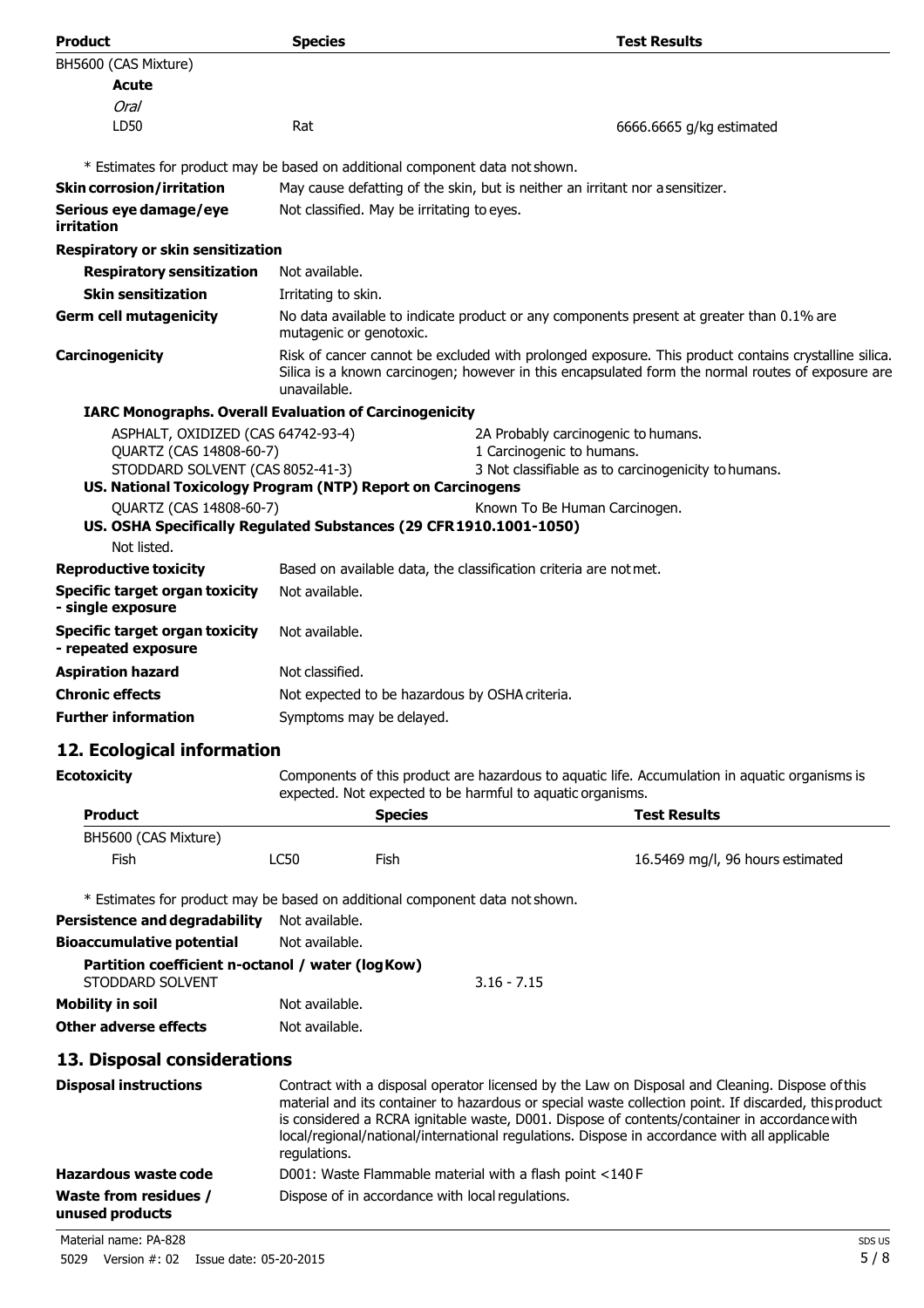| Product | Species | Test Results |
| --- | --- | --- |
| BH5600 (CAS Mixture) | | |
| **Acute** | | |
| *Oral* | | |
| LD50 | Rat | 6666.6665 g/kg estimated |

\* Estimates for product may be based on additional component data not shown.

**Skin corrosion/irritation** May cause defatting of the skin, but is neither an irritant nor a sensitizer.

**Serious eye damage/eye irritation** Not classified. May be irritating to eyes.

**Respiratory or skin sensitization**

**Respiratory sensitization** Not available.

**Skin sensitization** Irritating to skin.

**Germ cell mutagenicity** No data available to indicate product or any components present at greater than 0.1% are mutagenic or genotoxic.

**Carcinogenicity** Risk of cancer cannot be excluded with prolonged exposure. This product contains crystalline silica. Silica is a known carcinogen; however in this encapsulated form the normal routes of exposure are unavailable.

**IARC Monographs. Overall Evaluation of Carcinogenicity**

| | |
| --- | --- |
| ASPHALT, OXIDIZED (CAS 64742-93-4) | 2A Probably carcinogenic to humans. |
| QUARTZ (CAS 14808-60-7) | 1 Carcinogenic to humans. |
| STODDARD SOLVENT (CAS 8052-41-3) | 3 Not classifiable as to carcinogenicity to humans. |

**US. National Toxicology Program (NTP) Report on Carcinogens**

| | |
| --- | --- |
| QUARTZ (CAS 14808-60-7) | Known To Be Human Carcinogen. |

**US. OSHA Specifically Regulated Substances (29 CFR 1910.1001-1050)**

Not listed.

**Reproductive toxicity** Based on available data, the classification criteria are not met.

**Specific target organ toxicity - single exposure** Not available.

**Specific target organ toxicity - repeated exposure** Not available.

**Aspiration hazard** Not classified.

**Chronic effects** Not expected to be hazardous by OSHA criteria.

**Further information** Symptoms may be delayed.

## 12. Ecological information

**Ecotoxicity** Components of this product are hazardous to aquatic life. Accumulation in aquatic organisms is expected. Not expected to be harmful to aquatic organisms.

| Product | | Species | Test Results |
| --- | --- | --- | --- |
| BH5600 (CAS Mixture) | | | |
| Fish | LC50 | Fish | 16.5469 mg/l, 96 hours estimated |

\* Estimates for product may be based on additional component data not shown.

**Persistence and degradability** Not available.

**Bioaccumulative potential** Not available.

**Partition coefficient n-octanol / water (log Kow)**

STODDARD SOLVENT 3.16 - 7.15

**Mobility in soil** Not available.

**Other adverse effects** Not available.

## 13. Disposal considerations

**Disposal instructions** Contract with a disposal operator licensed by the Law on Disposal and Cleaning. Dispose of this material and its container to hazardous or special waste collection point. If discarded, this product is considered a RCRA ignitable waste, D001. Dispose of contents/container in accordance with local/regional/national/international regulations. Dispose in accordance with all applicable regulations.

**Hazardous waste code** D001: Waste Flammable material with a flash point <140 F

**Waste from residues / unused products** Dispose of in accordance with local regulations.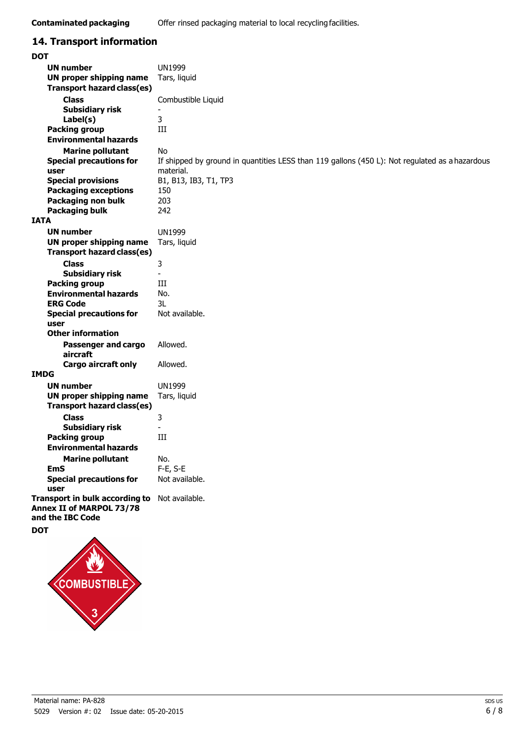**Contaminated packaging** Offer rinsed packaging material to local recycling facilities.

## 14. Transport information

**DOT**

| | |
|---|---|
| **UN number** | UN1999 |
| **UN proper shipping name** | Tars, liquid |
| **Transport hazard class(es)** | |
| **Class** | Combustible Liquid |
| **Subsidiary risk** | - |
| **Label(s)** | 3 |
| **Packing group** | III |
| **Environmental hazards** | |
| **Marine pollutant** | No |
| **Special precautions for user** | If shipped by ground in quantities LESS than 119 gallons (450 L): Not regulated as a hazardous material. |
| **Special provisions** | B1, B13, IB3, T1, TP3 |
| **Packaging exceptions** | 150 |
| **Packaging non bulk** | 203 |
| **Packaging bulk** | 242 |

**IATA**

| | |
|---|---|
| **UN number** | UN1999 |
| **UN proper shipping name** | Tars, liquid |
| **Transport hazard class(es)** | |
| **Class** | 3 |
| **Subsidiary risk** | - |
| **Packing group** | III |
| **Environmental hazards** | No. |
| **ERG Code** | 3L |
| **Special precautions for user** | Not available. |
| **Other information** | |
| **Passenger and cargo aircraft** | Allowed. |
| **Cargo aircraft only** | Allowed. |

**IMDG**

| | |
|---|---|
| **UN number** | UN1999 |
| **UN proper shipping name** | Tars, liquid |
| **Transport hazard class(es)** | |
| **Class** | 3 |
| **Subsidiary risk** | - |
| **Packing group** | III |
| **Environmental hazards** | |
| **Marine pollutant** | No. |
| **EmS** | F-E, S-E |
| **Special precautions for user** | Not available. |

**Transport in bulk according to Annex II of MARPOL 73/78 and the IBC Code** Not available.

**DOT**

COMBUSTIBLE 3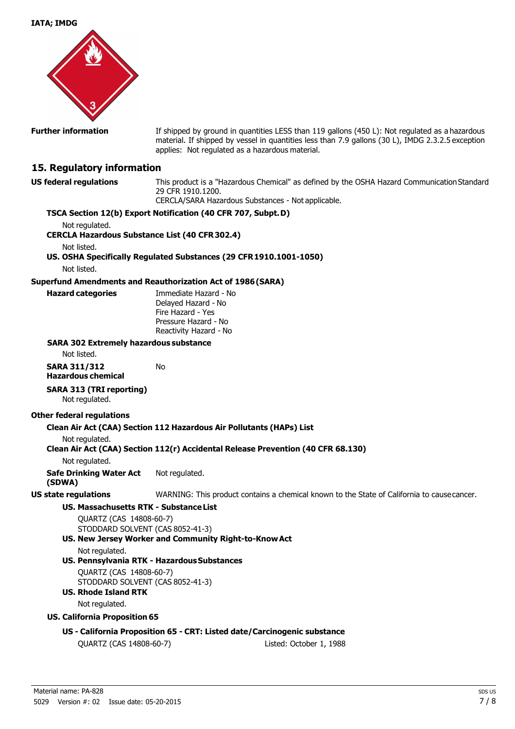**IATA; IMDG**

**Further information**

If shipped by ground in quantities LESS than 119 gallons (450 L): Not regulated as a hazardous material. If shipped by vessel in quantities less than 7.9 gallons (30 L), IMDG 2.3.2.5 exception applies: Not regulated as a hazardous material.

## 15. Regulatory information

**US federal regulations**

This product is a "Hazardous Chemical" as defined by the OSHA Hazard Communication Standard 29 CFR 1910.1200.
CERCLA/SARA Hazardous Substances - Not applicable.

**TSCA Section 12(b) Export Notification (40 CFR 707, Subpt. D)**

Not regulated.

**CERCLA Hazardous Substance List (40 CFR 302.4)**

Not listed.

**US. OSHA Specifically Regulated Substances (29 CFR 1910.1001-1050)**

Not listed.

**Superfund Amendments and Reauthorization Act of 1986 (SARA)**

**Hazard categories**

Immediate Hazard - No
Delayed Hazard - No
Fire Hazard - Yes
Pressure Hazard - No
Reactivity Hazard - No

**SARA 302 Extremely hazardous substance**

Not listed.

**SARA 311/312 Hazardous chemical** No

**SARA 313 (TRI reporting)**

Not regulated.

**Other federal regulations**

**Clean Air Act (CAA) Section 112 Hazardous Air Pollutants (HAPs) List**

Not regulated.

**Clean Air Act (CAA) Section 112(r) Accidental Release Prevention (40 CFR 68.130)**

Not regulated.

**Safe Drinking Water Act (SDWA)** Not regulated.

**US state regulations** WARNING: This product contains a chemical known to the State of California to cause cancer.

**US. Massachusetts RTK - Substance List**

QUARTZ (CAS 14808-60-7)
STODDARD SOLVENT (CAS 8052-41-3)

**US. New Jersey Worker and Community Right-to-Know Act**

Not regulated.

**US. Pennsylvania RTK - Hazardous Substances**

QUARTZ (CAS 14808-60-7)
STODDARD SOLVENT (CAS 8052-41-3)

**US. Rhode Island RTK**

Not regulated.

**US. California Proposition 65**

**US - California Proposition 65 - CRT: Listed date/Carcinogenic substance**

QUARTZ (CAS 14808-60-7) Listed: October 1, 1988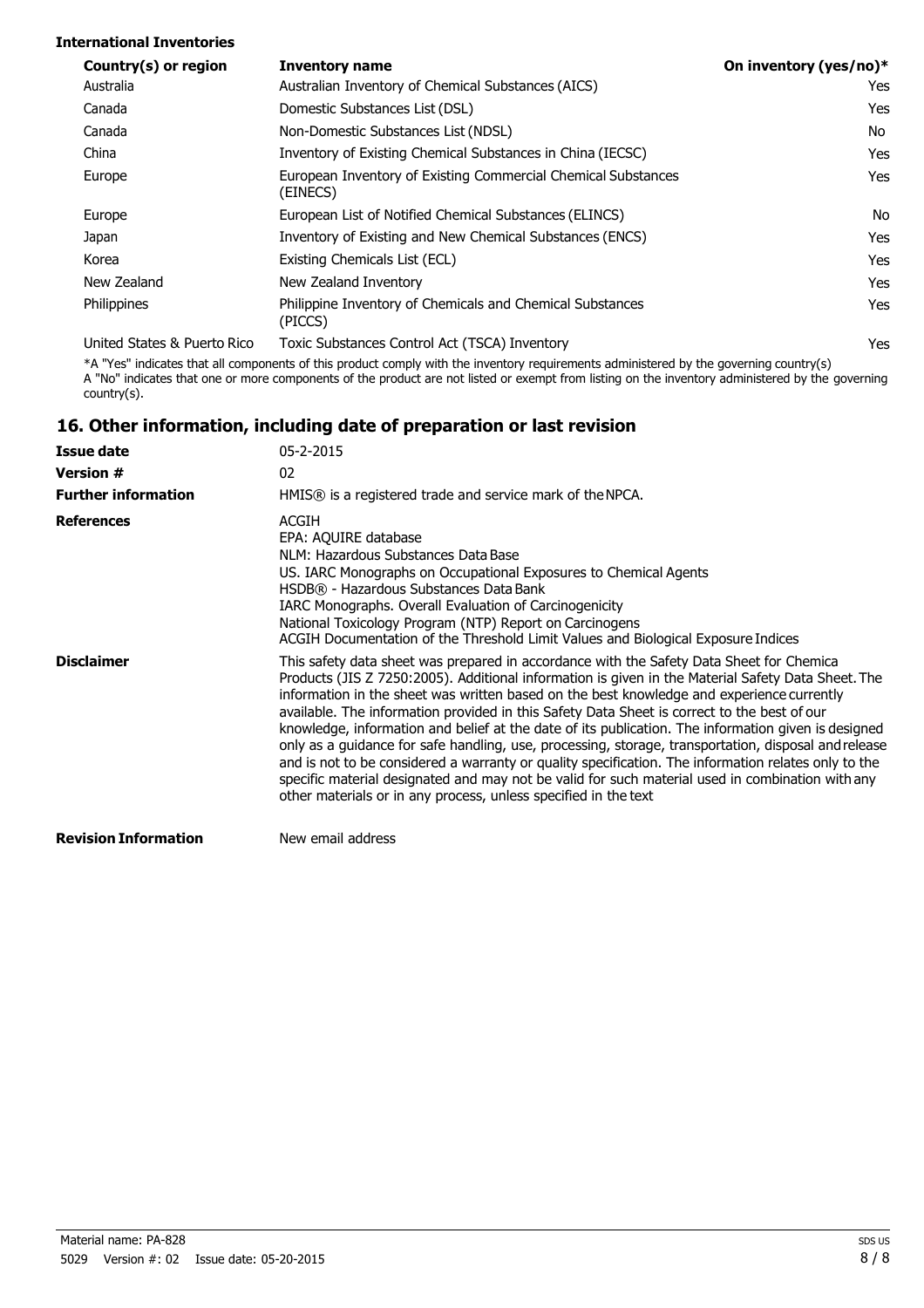**International Inventories**

| Country(s) or region | Inventory name | On inventory (yes/no)* |
| --- | --- | --- |
| Australia | Australian Inventory of Chemical Substances (AICS) | Yes |
| Canada | Domestic Substances List (DSL) | Yes |
| Canada | Non-Domestic Substances List (NDSL) | No |
| China | Inventory of Existing Chemical Substances in China (IECSC) | Yes |
| Europe | European Inventory of Existing Commercial Chemical Substances (EINECS) | Yes |
| Europe | European List of Notified Chemical Substances (ELINCS) | No |
| Japan | Inventory of Existing and New Chemical Substances (ENCS) | Yes |
| Korea | Existing Chemicals List (ECL) | Yes |
| New Zealand | New Zealand Inventory | Yes |
| Philippines | Philippine Inventory of Chemicals and Chemical Substances (PICCS) | Yes |
| United States & Puerto Rico | Toxic Substances Control Act (TSCA) Inventory | Yes |

*A "Yes" indicates that all components of this product comply with the inventory requirements administered by the governing country(s)
A "No" indicates that one or more components of the product are not listed or exempt from listing on the inventory administered by the governing country(s).

## 16. Other information, including date of preparation or last revision

**Issue date** 05-2-2015

**Version #** 02

**Further information** HMIS® is a registered trade and service mark of the NPCA.

**References**
ACGIH
EPA: AQUIRE database
NLM: Hazardous Substances Data Base
US. IARC Monographs on Occupational Exposures to Chemical Agents
HSDB® - Hazardous Substances Data Bank
IARC Monographs. Overall Evaluation of Carcinogenicity
National Toxicology Program (NTP) Report on Carcinogens
ACGIH Documentation of the Threshold Limit Values and Biological Exposure Indices

**Disclaimer** This safety data sheet was prepared in accordance with the Safety Data Sheet for Chemica Products (JIS Z 7250:2005). Additional information is given in the Material Safety Data Sheet. The information in the sheet was written based on the best knowledge and experience currently available. The information provided in this Safety Data Sheet is correct to the best of our knowledge, information and belief at the date of its publication. The information given is designed only as a guidance for safe handling, use, processing, storage, transportation, disposal and release and is not to be considered a warranty or quality specification. The information relates only to the specific material designated and may not be valid for such material used in combination with any other materials or in any process, unless specified in the text

**Revision Information** New email address